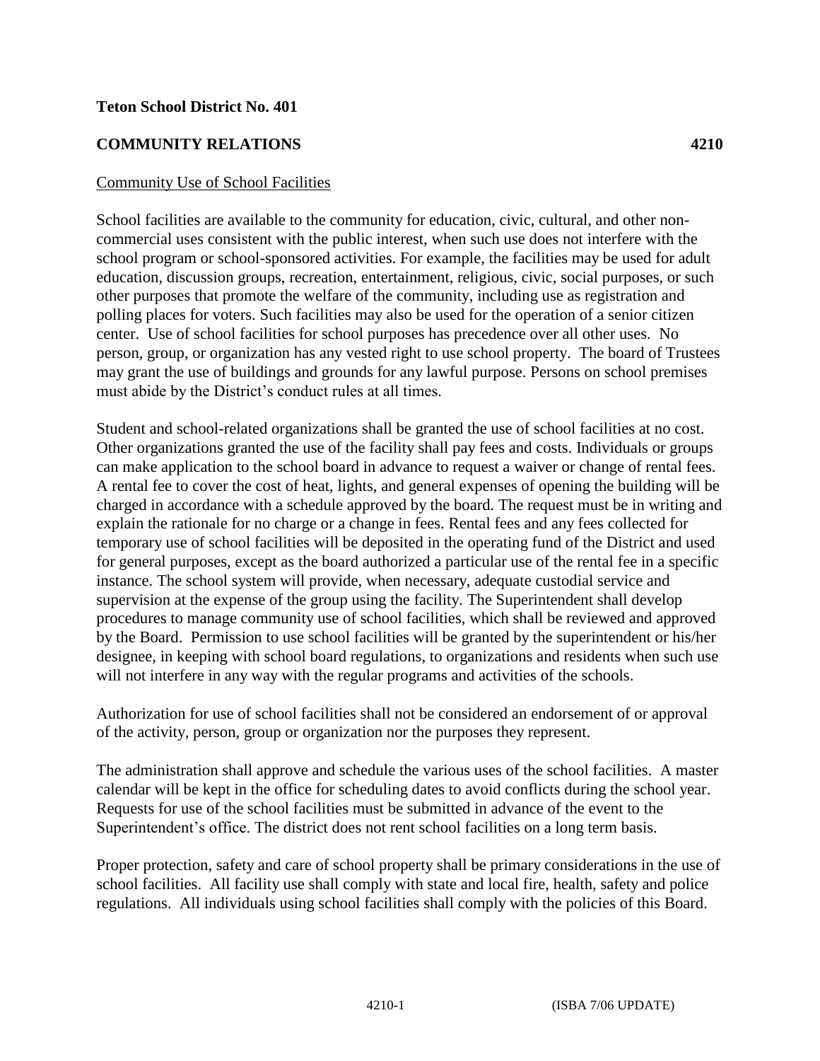**Teton School District No. 401**

## COMMUNITY RELATIONS 4210

Community Use of School Facilities

School facilities are available to the community for education, civic, cultural, and other non-commercial uses consistent with the public interest, when such use does not interfere with the school program or school-sponsored activities. For example, the facilities may be used for adult education, discussion groups, recreation, entertainment, religious, civic, social purposes, or such other purposes that promote the welfare of the community, including use as registration and polling places for voters. Such facilities may also be used for the operation of a senior citizen center. Use of school facilities for school purposes has precedence over all other uses. No person, group, or organization has any vested right to use school property. The board of Trustees may grant the use of buildings and grounds for any lawful purpose. Persons on school premises must abide by the District's conduct rules at all times.

Student and school-related organizations shall be granted the use of school facilities at no cost. Other organizations granted the use of the facility shall pay fees and costs. Individuals or groups can make application to the school board in advance to request a waiver or change of rental fees. A rental fee to cover the cost of heat, lights, and general expenses of opening the building will be charged in accordance with a schedule approved by the board. The request must be in writing and explain the rationale for no charge or a change in fees. Rental fees and any fees collected for temporary use of school facilities will be deposited in the operating fund of the District and used for general purposes, except as the board authorized a particular use of the rental fee in a specific instance. The school system will provide, when necessary, adequate custodial service and supervision at the expense of the group using the facility. The Superintendent shall develop procedures to manage community use of school facilities, which shall be reviewed and approved by the Board. Permission to use school facilities will be granted by the superintendent or his/her designee, in keeping with school board regulations, to organizations and residents when such use will not interfere in any way with the regular programs and activities of the schools.

Authorization for use of school facilities shall not be considered an endorsement of or approval of the activity, person, group or organization nor the purposes they represent.

The administration shall approve and schedule the various uses of the school facilities. A master calendar will be kept in the office for scheduling dates to avoid conflicts during the school year. Requests for use of the school facilities must be submitted in advance of the event to the Superintendent's office. The district does not rent school facilities on a long term basis.

Proper protection, safety and care of school property shall be primary considerations in the use of school facilities. All facility use shall comply with state and local fire, health, safety and police regulations. All individuals using school facilities shall comply with the policies of this Board.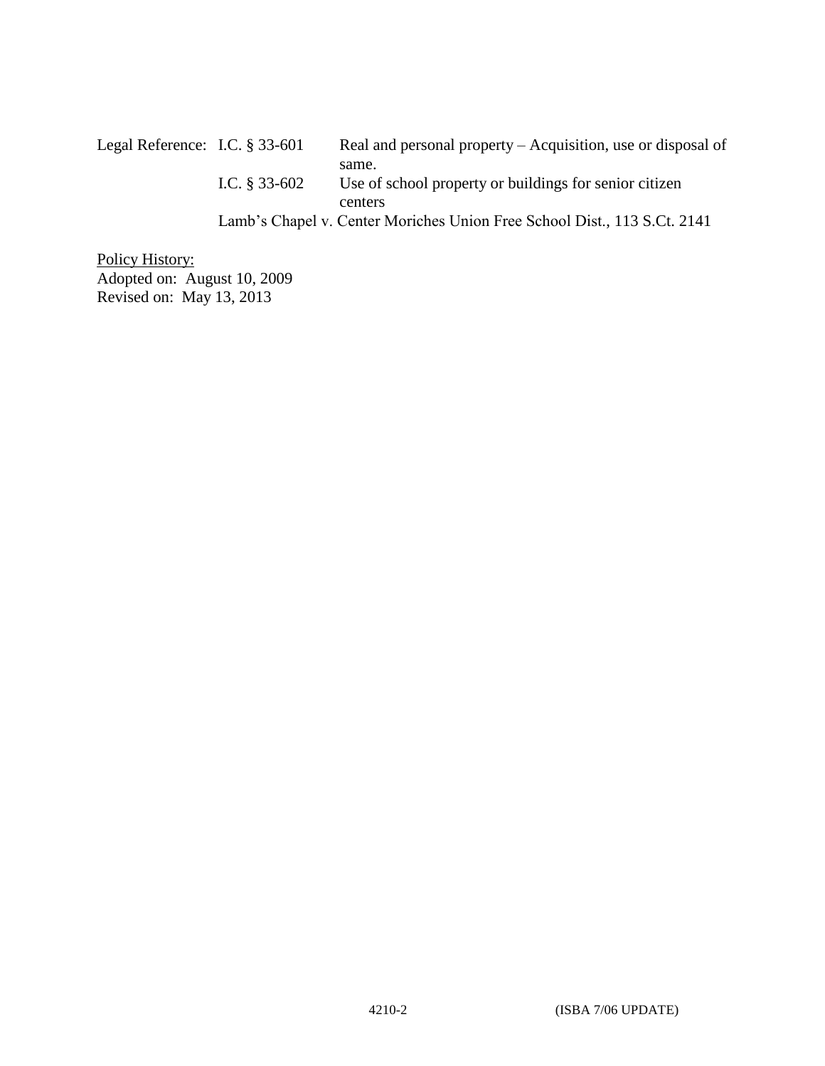| | | |
|---|---|---|
| Legal Reference: | I.C. § 33-601 | Real and personal property – Acquisition, use or disposal of same. |
| | I.C. § 33-602 | Use of school property or buildings for senior citizen centers |
| | Lamb's Chapel v. Center Moriches Union Free School Dist., 113 S.Ct. 2141 | |

Policy History:
Adopted on: August 10, 2009
Revised on: May 13, 2013